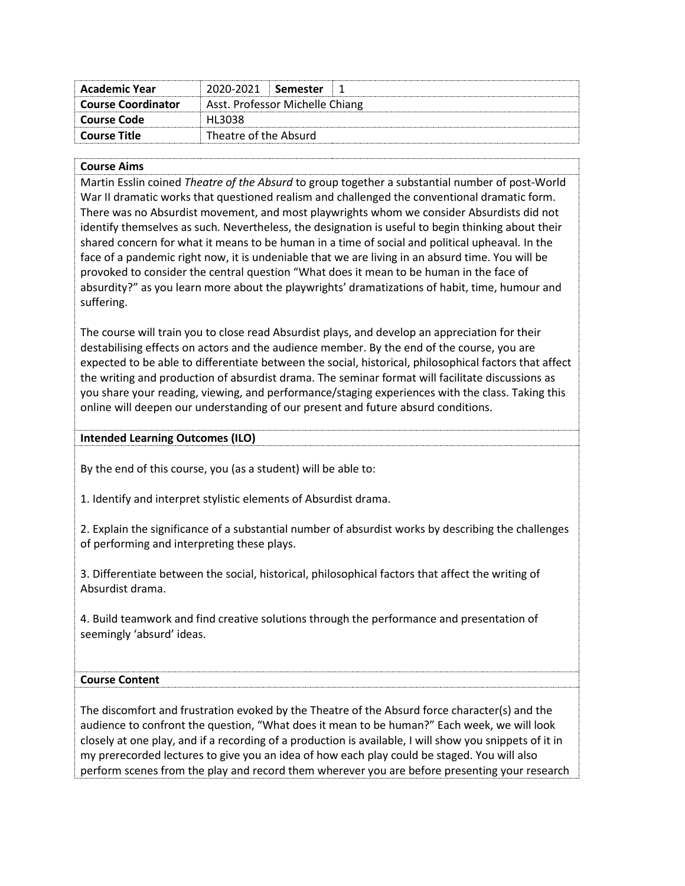| Academic Year | 2020-2021 | Semester | 1 |
| --- | --- | --- | --- |
| Course Coordinator | Asst. Professor Michelle Chiang | | |
| Course Code | HL3038 | | |
| Course Title | Theatre of the Absurd | | |

**Course Aims**

Martin Esslin coined *Theatre of the Absurd* to group together a substantial number of post-World War II dramatic works that questioned realism and challenged the conventional dramatic form. There was no Absurdist movement, and most playwrights whom we consider Absurdists did not identify themselves as such. Nevertheless, the designation is useful to begin thinking about their shared concern for what it means to be human in a time of social and political upheaval. In the face of a pandemic right now, it is undeniable that we are living in an absurd time. You will be provoked to consider the central question "What does it mean to be human in the face of absurdity?" as you learn more about the playwrights' dramatizations of habit, time, humour and suffering.

The course will train you to close read Absurdist plays, and develop an appreciation for their destabilising effects on actors and the audience member. By the end of the course, you are expected to be able to differentiate between the social, historical, philosophical factors that affect the writing and production of absurdist drama. The seminar format will facilitate discussions as you share your reading, viewing, and performance/staging experiences with the class. Taking this online will deepen our understanding of our present and future absurd conditions.

**Intended Learning Outcomes (ILO)**

By the end of this course, you (as a student) will be able to:

1. Identify and interpret stylistic elements of Absurdist drama.

2. Explain the significance of a substantial number of absurdist works by describing the challenges of performing and interpreting these plays.

3. Differentiate between the social, historical, philosophical factors that affect the writing of Absurdist drama.

4. Build teamwork and find creative solutions through the performance and presentation of seemingly 'absurd' ideas.

**Course Content**

The discomfort and frustration evoked by the Theatre of the Absurd force character(s) and the audience to confront the question, "What does it mean to be human?" Each week, we will look closely at one play, and if a recording of a production is available, I will show you snippets of it in my prerecorded lectures to give you an idea of how each play could be staged. You will also perform scenes from the play and record them wherever you are before presenting your research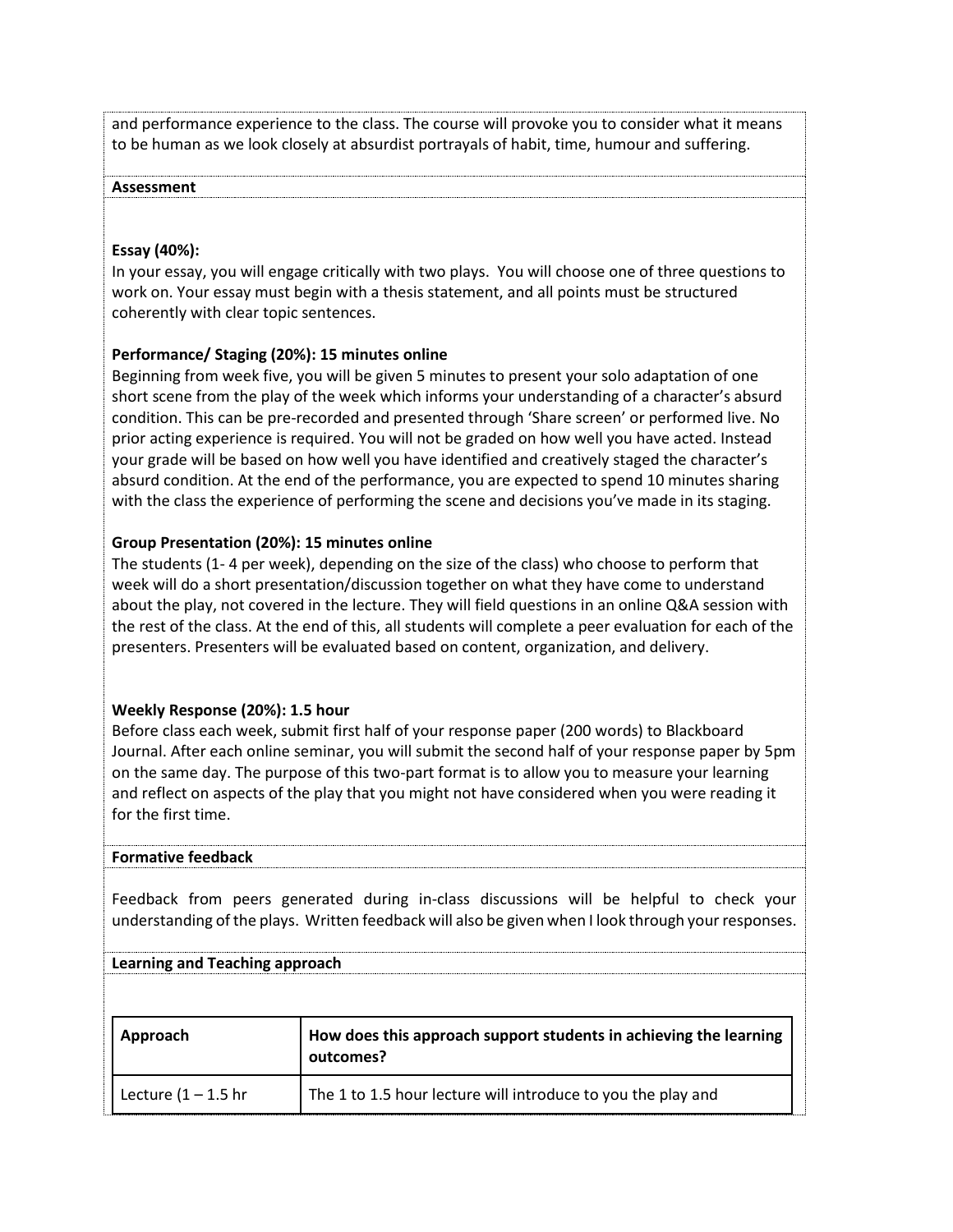and performance experience to the class. The course will provoke you to consider what it means to be human as we look closely at absurdist portrayals of habit, time, humour and suffering.

**Assessment**

**Essay (40%):**
In your essay, you will engage critically with two plays. You will choose one of three questions to work on. Your essay must begin with a thesis statement, and all points must be structured coherently with clear topic sentences.

**Performance/ Staging (20%): 15 minutes online**
Beginning from week five, you will be given 5 minutes to present your solo adaptation of one short scene from the play of the week which informs your understanding of a character's absurd condition. This can be pre-recorded and presented through 'Share screen' or performed live. No prior acting experience is required. You will not be graded on how well you have acted. Instead your grade will be based on how well you have identified and creatively staged the character's absurd condition. At the end of the performance, you are expected to spend 10 minutes sharing with the class the experience of performing the scene and decisions you've made in its staging.

**Group Presentation (20%): 15 minutes online**
The students (1- 4 per week), depending on the size of the class) who choose to perform that week will do a short presentation/discussion together on what they have come to understand about the play, not covered in the lecture. They will field questions in an online Q&A session with the rest of the class. At the end of this, all students will complete a peer evaluation for each of the presenters. Presenters will be evaluated based on content, organization, and delivery.

**Weekly Response (20%): 1.5 hour**
Before class each week, submit first half of your response paper (200 words) to Blackboard Journal. After each online seminar, you will submit the second half of your response paper by 5pm on the same day. The purpose of this two-part format is to allow you to measure your learning and reflect on aspects of the play that you might not have considered when you were reading it for the first time.

**Formative feedback**

Feedback from peers generated during in-class discussions will be helpful to check your understanding of the plays. Written feedback will also be given when I look through your responses.

**Learning and Teaching approach**

| Approach | How does this approach support students in achieving the learning outcomes? |
| --- | --- |
| Lecture (1 – 1.5 hr | The 1 to 1.5 hour lecture will introduce to you the play and |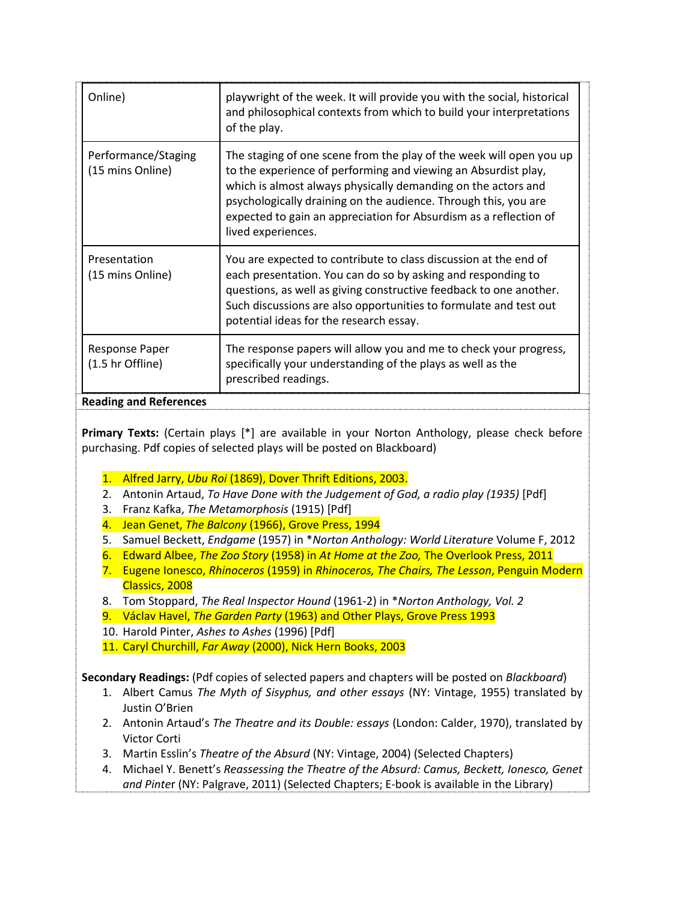| | |
|---|---|
| Online) | playwright of the week. It will provide you with the social, historical and philosophical contexts from which to build your interpretations of the play. |
| Performance/Staging (15 mins Online) | The staging of one scene from the play of the week will open you up to the experience of performing and viewing an Absurdist play, which is almost always physically demanding on the actors and psychologically draining on the audience. Through this, you are expected to gain an appreciation for Absurdism as a reflection of lived experiences. |
| Presentation (15 mins Online) | You are expected to contribute to class discussion at the end of each presentation. You can do so by asking and responding to questions, as well as giving constructive feedback to one another. Such discussions are also opportunities to formulate and test out potential ideas for the research essay. |
| Response Paper (1.5 hr Offline) | The response papers will allow you and me to check your progress, specifically your understanding of the plays as well as the prescribed readings. |

**Reading and References**

**Primary Texts:** (Certain plays [*] are available in your Norton Anthology, please check before purchasing. Pdf copies of selected plays will be posted on Blackboard)

1. Alfred Jarry, *Ubu Roi* (1869), Dover Thrift Editions, 2003.
2. Antonin Artaud, *To Have Done with the Judgement of God, a radio play (1935)* [Pdf]
3. Franz Kafka, *The Metamorphosis* (1915) [Pdf]
4. Jean Genet, *The Balcony* (1966), Grove Press, 1994
5. Samuel Beckett, *Endgame* (1957) in **Norton Anthology: World Literature* Volume F, 2012
6. Edward Albee, *The Zoo Story* (1958) in *At Home at the Zoo,* The Overlook Press, 2011
7. Eugene Ionesco, *Rhinoceros* (1959) in *Rhinoceros, The Chairs, The Lesson*, Penguin Modern Classics, 2008
8. Tom Stoppard, *The Real Inspector Hound* (1961-2) in **Norton Anthology, Vol. 2*
9. Václav Havel, *The Garden Party* (1963) and Other Plays, Grove Press 1993
10. Harold Pinter, *Ashes to Ashes* (1996) [Pdf]
11. Caryl Churchill, *Far Away* (2000), Nick Hern Books, 2003

**Secondary Readings:** (Pdf copies of selected papers and chapters will be posted on *Blackboard*)

1. Albert Camus *The Myth of Sisyphus, and other essays* (NY: Vintage, 1955) translated by Justin O'Brien
2. Antonin Artaud's *The Theatre and its Double: essays* (London: Calder, 1970), translated by Victor Corti
3. Martin Esslin's *Theatre of the Absurd* (NY: Vintage, 2004) (Selected Chapters)
4. Michael Y. Benett's *Reassessing the Theatre of the Absurd: Camus, Beckett, Ionesco, Genet and Pinter* (NY: Palgrave, 2011) (Selected Chapters; E-book is available in the Library)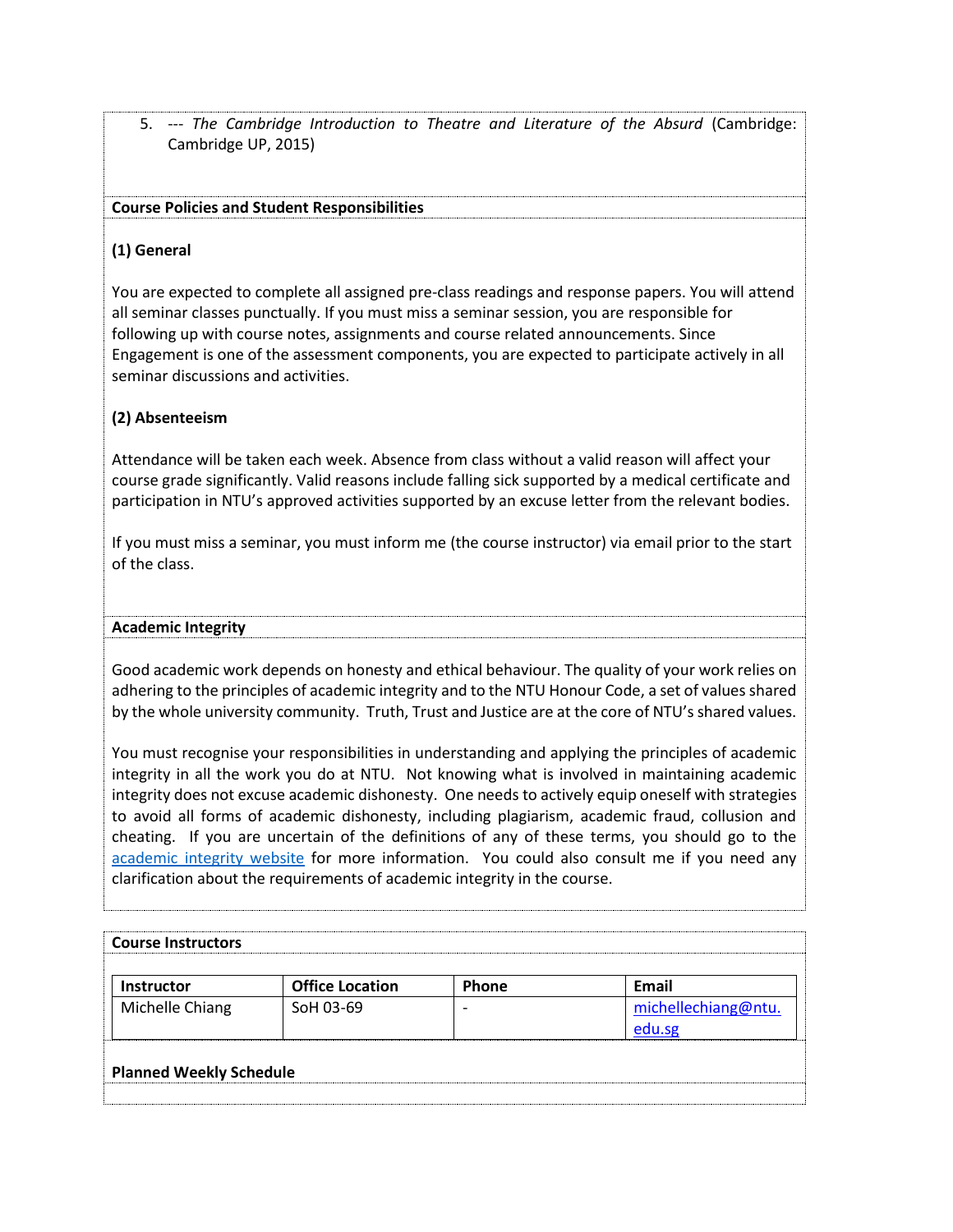5. --- *The Cambridge Introduction to Theatre and Literature of the Absurd* (Cambridge: Cambridge UP, 2015)

**Course Policies and Student Responsibilities**

**(1) General**

You are expected to complete all assigned pre-class readings and response papers. You will attend all seminar classes punctually. If you must miss a seminar session, you are responsible for following up with course notes, assignments and course related announcements. Since Engagement is one of the assessment components, you are expected to participate actively in all seminar discussions and activities.

**(2) Absenteeism**

Attendance will be taken each week. Absence from class without a valid reason will affect your course grade significantly. Valid reasons include falling sick supported by a medical certificate and participation in NTU's approved activities supported by an excuse letter from the relevant bodies.

If you must miss a seminar, you must inform me (the course instructor) via email prior to the start of the class.

**Academic Integrity**

Good academic work depends on honesty and ethical behaviour. The quality of your work relies on adhering to the principles of academic integrity and to the NTU Honour Code, a set of values shared by the whole university community. Truth, Trust and Justice are at the core of NTU's shared values.

You must recognise your responsibilities in understanding and applying the principles of academic integrity in all the work you do at NTU. Not knowing what is involved in maintaining academic integrity does not excuse academic dishonesty. One needs to actively equip oneself with strategies to avoid all forms of academic dishonesty, including plagiarism, academic fraud, collusion and cheating. If you are uncertain of the definitions of any of these terms, you should go to the academic integrity website for more information. You could also consult me if you need any clarification about the requirements of academic integrity in the course.

**Course Instructors**

| Instructor | Office Location | Phone | Email |
|---|---|---|---|
| Michelle Chiang | SoH 03-69 | - | michellechiang@ntu.edu.sg |

**Planned Weekly Schedule**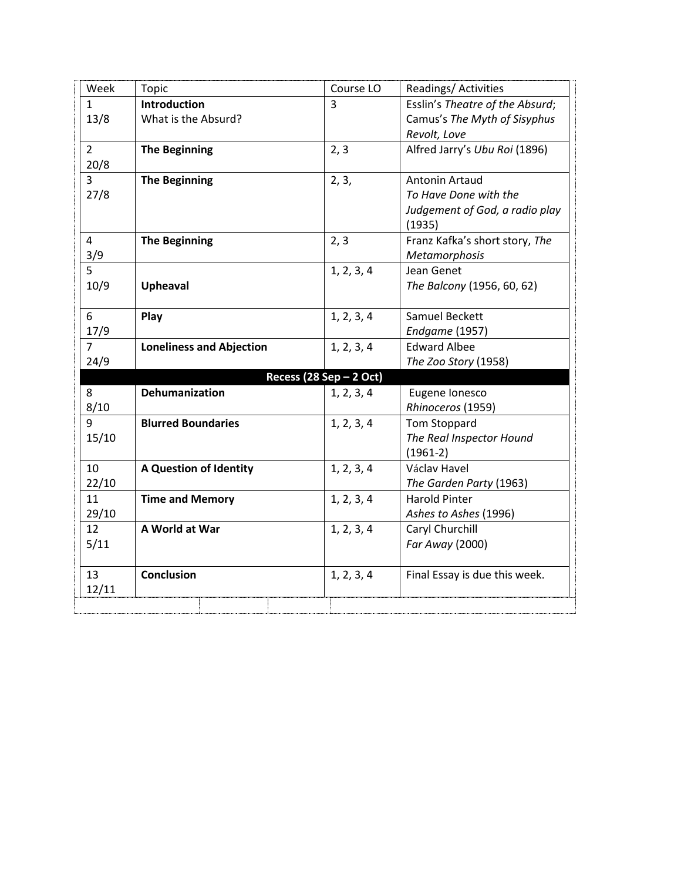| Week | Topic | Course LO | Readings/ Activities |
|---|---|---|---|
| 1 13/8 | **Introduction** What is the Absurd? | 3 | Esslin's *Theatre of the Absurd*; Camus's *The Myth of Sisyphus Revolt, Love* |
| 2 20/8 | **The Beginning** | 2, 3 | Alfred Jarry's *Ubu Roi* (1896) |
| 3 27/8 | **The Beginning** | 2, 3, | Antonin Artaud *To Have Done with the Judgement of God, a radio play* (1935) |
| 4 3/9 | **The Beginning** | 2, 3 | Franz Kafka's short story, *The Metamorphosis* |
| 5 10/9 | **Upheaval** | 1, 2, 3, 4 | Jean Genet *The Balcony* (1956, 60, 62) |
| 6 17/9 | **Play** | 1, 2, 3, 4 | Samuel Beckett *Endgame* (1957) |
| 7 24/9 | **Loneliness and Abjection** | 1, 2, 3, 4 | Edward Albee *The Zoo Story* (1958) |
| | **Recess (28 Sep – 2 Oct)** | | |
| 8 8/10 | **Dehumanization** | 1, 2, 3, 4 | Eugene Ionesco *Rhinoceros* (1959) |
| 9 15/10 | **Blurred Boundaries** | 1, 2, 3, 4 | Tom Stoppard *The Real Inspector Hound* (1961-2) |
| 10 22/10 | **A Question of Identity** | 1, 2, 3, 4 | Václav Havel *The Garden Party* (1963) |
| 11 29/10 | **Time and Memory** | 1, 2, 3, 4 | Harold Pinter *Ashes to Ashes* (1996) |
| 12 5/11 | **A World at War** | 1, 2, 3, 4 | Caryl Churchill *Far Away* (2000) |
| 13 12/11 | **Conclusion** | 1, 2, 3, 4 | Final Essay is due this week. |